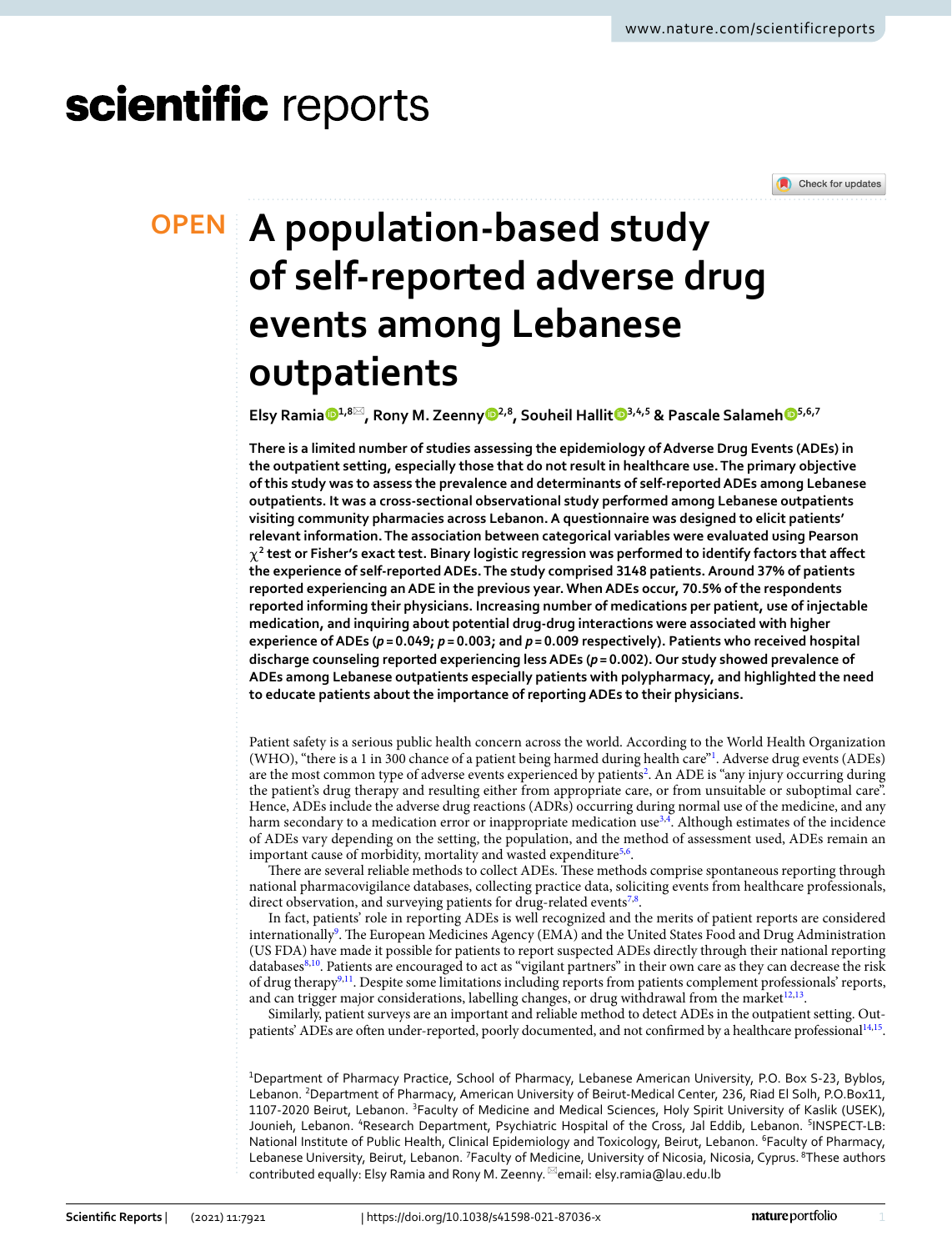# A population-based study of self-reported adverse drug events among Lebanese outpatients

**Elsy Ramia[1,8], Rony M. Zeenny[2,8], Souheil Hallit[3,4,5] & Pascale Salameh[5,6,7]**

**There is a limited number of studies assessing the epidemiology of Adverse Drug Events (ADEs) in the outpatient setting, especially those that do not result in healthcare use. The primary objective of this study was to assess the prevalence and determinants of self-reported ADEs among Lebanese outpatients. It was a cross-sectional observational study performed among Lebanese outpatients visiting community pharmacies across Lebanon. A questionnaire was designed to elicit patients' relevant information. The association between categorical variables were evaluated using Pearson $\chi^2$ test or Fisher's exact test. Binary logistic regression was performed to identify factors that affect the experience of self-reported ADEs. The study comprised 3148 patients. Around 37% of patients reported experiencing an ADE in the previous year. When ADEs occur, 70.5% of the respondents reported informing their physicians. Increasing number of medications per patient, use of injectable medication, and inquiring about potential drug-drug interactions were associated with higher experience of ADEs ($p = 0.049$; $p = 0.003$; and $p = 0.009$ respectively). Patients who received hospital discharge counseling reported experiencing less ADEs ($p = 0.002$). Our study showed prevalence of ADEs among Lebanese outpatients especially patients with polypharmacy, and highlighted the need to educate patients about the importance of reporting ADEs to their physicians.**

Patient safety is a serious public health concern across the world. According to the World Health Organization (WHO), "there is a 1 in 300 chance of a patient being harmed during health care"[1]. Adverse drug events (ADEs) are the most common type of adverse events experienced by patients[2]. An ADE is "any injury occurring during the patient's drug therapy and resulting either from appropriate care, or from unsuitable or suboptimal care". Hence, ADEs include the adverse drug reactions (ADRs) occurring during normal use of the medicine, and any harm secondary to a medication error or inappropriate medication use[3,4]. Although estimates of the incidence of ADEs vary depending on the setting, the population, and the method of assessment used, ADEs remain an important cause of morbidity, mortality and wasted expenditure[5,6].

There are several reliable methods to collect ADEs. These methods comprise spontaneous reporting through national pharmacovigilance databases, collecting practice data, soliciting events from healthcare professionals, direct observation, and surveying patients for drug-related events[7,8].

In fact, patients' role in reporting ADEs is well recognized and the merits of patient reports are considered internationally[9]. The European Medicines Agency (EMA) and the United States Food and Drug Administration (US FDA) have made it possible for patients to report suspected ADEs directly through their national reporting databases[8,10]. Patients are encouraged to act as "vigilant partners" in their own care as they can decrease the risk of drug therapy[9,11]. Despite some limitations including reports from patients complement professionals' reports, and can trigger major considerations, labelling changes, or drug withdrawal from the market[12,13].

Similarly, patient surveys are an important and reliable method to detect ADEs in the outpatient setting. Outpatients' ADEs are often under-reported, poorly documented, and not confirmed by a healthcare professional[14,15].

[1]Department of Pharmacy Practice, School of Pharmacy, Lebanese American University, P.O. Box S-23, Byblos, Lebanon. [2]Department of Pharmacy, American University of Beirut-Medical Center, 236, Riad El Solh, P.O.Box11, 1107-2020 Beirut, Lebanon. [3]Faculty of Medicine and Medical Sciences, Holy Spirit University of Kaslik (USEK), Jounieh, Lebanon. [4]Research Department, Psychiatric Hospital of the Cross, Jal Eddib, Lebanon. [5]INSPECT-LB: National Institute of Public Health, Clinical Epidemiology and Toxicology, Beirut, Lebanon. [6]Faculty of Pharmacy, Lebanese University, Beirut, Lebanon. [7]Faculty of Medicine, University of Nicosia, Nicosia, Cyprus. [8]These authors contributed equally: Elsy Ramia and Rony M. Zeenny. email: elsy.ramia@lau.edu.lb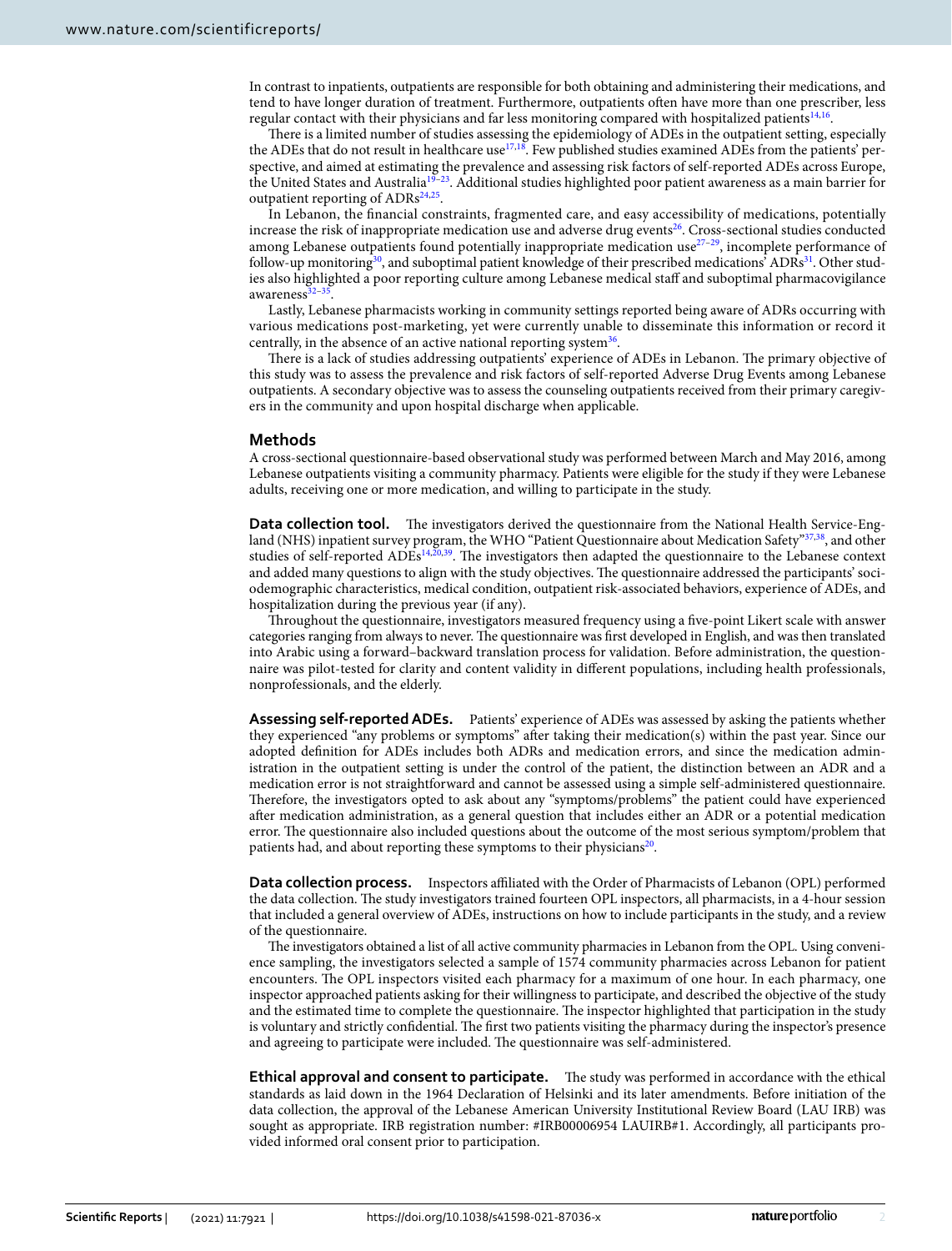In contrast to inpatients, outpatients are responsible for both obtaining and administering their medications, and tend to have longer duration of treatment. Furthermore, outpatients often have more than one prescriber, less regular contact with their physicians and far less monitoring compared with hospitalized patients[14,16].

There is a limited number of studies assessing the epidemiology of ADEs in the outpatient setting, especially the ADEs that do not result in healthcare use[17,18]. Few published studies examined ADEs from the patients' perspective, and aimed at estimating the prevalence and assessing risk factors of self-reported ADEs across Europe, the United States and Australia[19–23]. Additional studies highlighted poor patient awareness as a main barrier for outpatient reporting of ADRs[24,25].

In Lebanon, the financial constraints, fragmented care, and easy accessibility of medications, potentially increase the risk of inappropriate medication use and adverse drug events[26]. Cross-sectional studies conducted among Lebanese outpatients found potentially inappropriate medication use[27–29], incomplete performance of follow-up monitoring[30], and suboptimal patient knowledge of their prescribed medications' ADRs[31]. Other studies also highlighted a poor reporting culture among Lebanese medical staff and suboptimal pharmacovigilance awareness[32–35].

Lastly, Lebanese pharmacists working in community settings reported being aware of ADRs occurring with various medications post-marketing, yet were currently unable to disseminate this information or record it centrally, in the absence of an active national reporting system[36].

There is a lack of studies addressing outpatients' experience of ADEs in Lebanon. The primary objective of this study was to assess the prevalence and risk factors of self-reported Adverse Drug Events among Lebanese outpatients. A secondary objective was to assess the counseling outpatients received from their primary caregivers in the community and upon hospital discharge when applicable.

## Methods

A cross-sectional questionnaire-based observational study was performed between March and May 2016, among Lebanese outpatients visiting a community pharmacy. Patients were eligible for the study if they were Lebanese adults, receiving one or more medication, and willing to participate in the study.

**Data collection tool.** The investigators derived the questionnaire from the National Health Service-England (NHS) inpatient survey program, the WHO "Patient Questionnaire about Medication Safety"[37,38], and other studies of self-reported ADEs[14,20,39]. The investigators then adapted the questionnaire to the Lebanese context and added many questions to align with the study objectives. The questionnaire addressed the participants' sociodemographic characteristics, medical condition, outpatient risk-associated behaviors, experience of ADEs, and hospitalization during the previous year (if any).

Throughout the questionnaire, investigators measured frequency using a five-point Likert scale with answer categories ranging from always to never. The questionnaire was first developed in English, and was then translated into Arabic using a forward–backward translation process for validation. Before administration, the questionnaire was pilot-tested for clarity and content validity in different populations, including health professionals, nonprofessionals, and the elderly.

**Assessing self-reported ADEs.** Patients' experience of ADEs was assessed by asking the patients whether they experienced "any problems or symptoms" after taking their medication(s) within the past year. Since our adopted definition for ADEs includes both ADRs and medication errors, and since the medication administration in the outpatient setting is under the control of the patient, the distinction between an ADR and a medication error is not straightforward and cannot be assessed using a simple self-administered questionnaire. Therefore, the investigators opted to ask about any "symptoms/problems" the patient could have experienced after medication administration, as a general question that includes either an ADR or a potential medication error. The questionnaire also included questions about the outcome of the most serious symptom/problem that patients had, and about reporting these symptoms to their physicians[20].

**Data collection process.** Inspectors affiliated with the Order of Pharmacists of Lebanon (OPL) performed the data collection. The study investigators trained fourteen OPL inspectors, all pharmacists, in a 4-hour session that included a general overview of ADEs, instructions on how to include participants in the study, and a review of the questionnaire.

The investigators obtained a list of all active community pharmacies in Lebanon from the OPL. Using convenience sampling, the investigators selected a sample of 1574 community pharmacies across Lebanon for patient encounters. The OPL inspectors visited each pharmacy for a maximum of one hour. In each pharmacy, one inspector approached patients asking for their willingness to participate, and described the objective of the study and the estimated time to complete the questionnaire. The inspector highlighted that participation in the study is voluntary and strictly confidential. The first two patients visiting the pharmacy during the inspector's presence and agreeing to participate were included. The questionnaire was self-administered.

**Ethical approval and consent to participate.** The study was performed in accordance with the ethical standards as laid down in the 1964 Declaration of Helsinki and its later amendments. Before initiation of the data collection, the approval of the Lebanese American University Institutional Review Board (LAU IRB) was sought as appropriate. IRB registration number: #IRB00006954 LAUIRB#1. Accordingly, all participants provided informed oral consent prior to participation.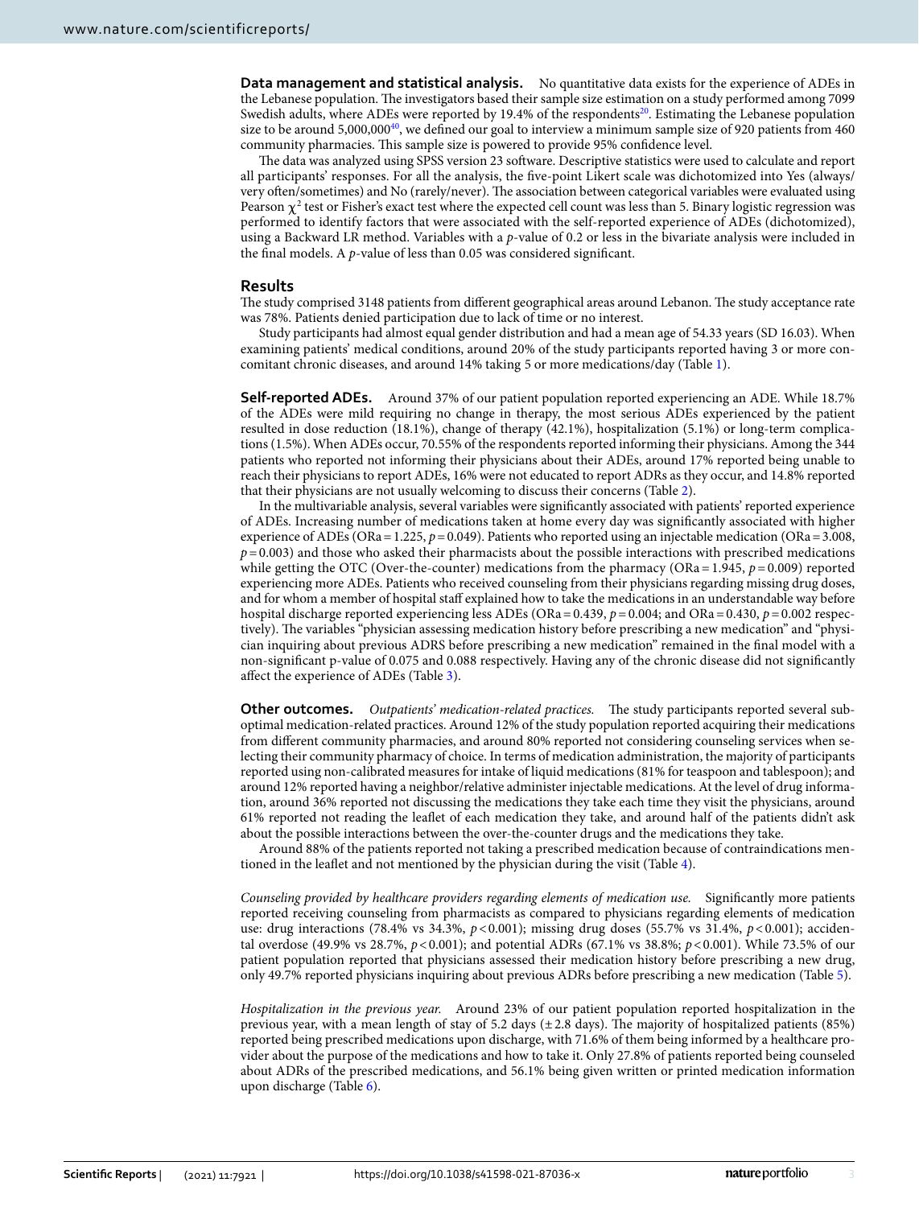**Data management and statistical analysis.** No quantitative data exists for the experience of ADEs in the Lebanese population. The investigators based their sample size estimation on a study performed among 7099 Swedish adults, where ADEs were reported by 19.4% of the respondents[20]. Estimating the Lebanese population size to be around 5,000,000[40], we defined our goal to interview a minimum sample size of 920 patients from 460 community pharmacies. This sample size is powered to provide 95% confidence level.

The data was analyzed using SPSS version 23 software. Descriptive statistics were used to calculate and report all participants' responses. For all the analysis, the five-point Likert scale was dichotomized into Yes (always/very often/sometimes) and No (rarely/never). The association between categorical variables were evaluated using Pearson $\chi^2$ test or Fisher's exact test where the expected cell count was less than 5. Binary logistic regression was performed to identify factors that were associated with the self-reported experience of ADEs (dichotomized), using a Backward LR method. Variables with a $p$-value of 0.2 or less in the bivariate analysis were included in the final models. A $p$-value of less than 0.05 was considered significant.

## Results

The study comprised 3148 patients from different geographical areas around Lebanon. The study acceptance rate was 78%. Patients denied participation due to lack of time or no interest.

Study participants had almost equal gender distribution and had a mean age of 54.33 years (SD 16.03). When examining patients' medical conditions, around 20% of the study participants reported having 3 or more concomitant chronic diseases, and around 14% taking 5 or more medications/day (Table 1).

**Self-reported ADEs.** Around 37% of our patient population reported experiencing an ADE. While 18.7% of the ADEs were mild requiring no change in therapy, the most serious ADEs experienced by the patient resulted in dose reduction (18.1%), change of therapy (42.1%), hospitalization (5.1%) or long-term complications (1.5%). When ADEs occur, 70.55% of the respondents reported informing their physicians. Among the 344 patients who reported not informing their physicians about their ADEs, around 17% reported being unable to reach their physicians to report ADEs, 16% were not educated to report ADRs as they occur, and 14.8% reported that their physicians are not usually welcoming to discuss their concerns (Table 2).

In the multivariable analysis, several variables were significantly associated with patients' reported experience of ADEs. Increasing number of medications taken at home every day was significantly associated with higher experience of ADEs (ORa = 1.225, $p$ = 0.049). Patients who reported using an injectable medication (ORa = 3.008, $p$ = 0.003) and those who asked their pharmacists about the possible interactions with prescribed medications while getting the OTC (Over-the-counter) medications from the pharmacy (ORa = 1.945, $p$ = 0.009) reported experiencing more ADEs. Patients who received counseling from their physicians regarding missing drug doses, and for whom a member of hospital staff explained how to take the medications in an understandable way before hospital discharge reported experiencing less ADEs (ORa = 0.439, $p$ = 0.004; and ORa = 0.430, $p$ = 0.002 respectively). The variables "physician assessing medication history before prescribing a new medication" and "physician inquiring about previous ADRS before prescribing a new medication" remained in the final model with a non-significant p-value of 0.075 and 0.088 respectively. Having any of the chronic disease did not significantly affect the experience of ADEs (Table 3).

**Other outcomes.** *Outpatients' medication-related practices.* The study participants reported several suboptimal medication-related practices. Around 12% of the study population reported acquiring their medications from different community pharmacies, and around 80% reported not considering counseling services when selecting their community pharmacy of choice. In terms of medication administration, the majority of participants reported using non-calibrated measures for intake of liquid medications (81% for teaspoon and tablespoon); and around 12% reported having a neighbor/relative administer injectable medications. At the level of drug information, around 36% reported not discussing the medications they take each time they visit the physicians, around 61% reported not reading the leaflet of each medication they take, and around half of the patients didn't ask about the possible interactions between the over-the-counter drugs and the medications they take.

Around 88% of the patients reported not taking a prescribed medication because of contraindications mentioned in the leaflet and not mentioned by the physician during the visit (Table 4).

*Counseling provided by healthcare providers regarding elements of medication use.* Significantly more patients reported receiving counseling from pharmacists as compared to physicians regarding elements of medication use: drug interactions (78.4% vs 34.3%, $p$ < 0.001); missing drug doses (55.7% vs 31.4%, $p$ < 0.001); accidental overdose (49.9% vs 28.7%, $p$ < 0.001); and potential ADRs (67.1% vs 38.8%; $p$ < 0.001). While 73.5% of our patient population reported that physicians assessed their medication history before prescribing a new drug, only 49.7% reported physicians inquiring about previous ADRs before prescribing a new medication (Table 5).

*Hospitalization in the previous year.* Around 23% of our patient population reported hospitalization in the previous year, with a mean length of stay of 5.2 days (± 2.8 days). The majority of hospitalized patients (85%) reported being prescribed medications upon discharge, with 71.6% of them being informed by a healthcare provider about the purpose of the medications and how to take it. Only 27.8% of patients reported being counseled about ADRs of the prescribed medications, and 56.1% being given written or printed medication information upon discharge (Table 6).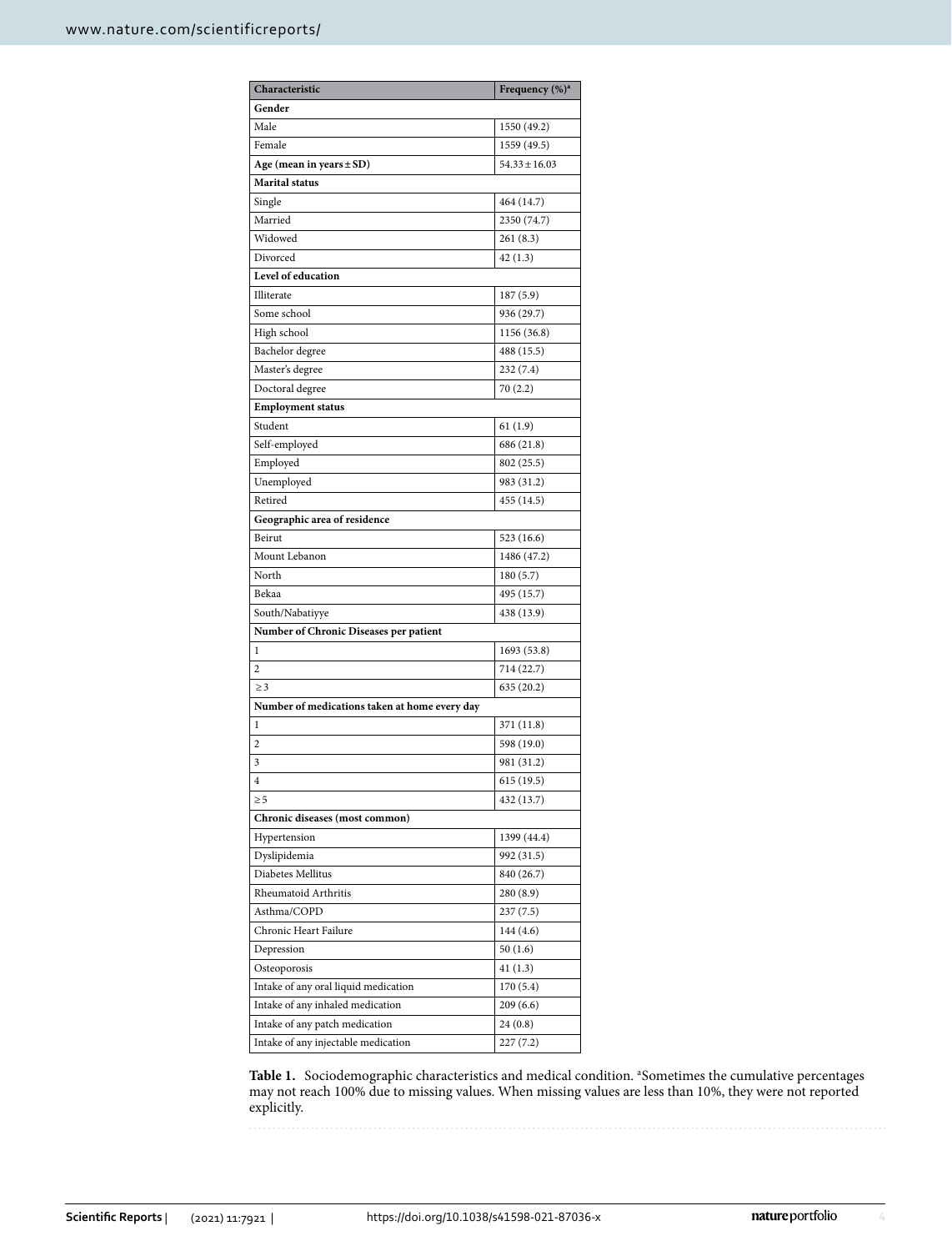| Characteristic | Frequency (%)[a] |
|---|---|
| **Gender** | |
| Male | 1550 (49.2) |
| Female | 1559 (49.5) |
| **Age (mean in years ± SD)** | 54.33 ± 16.03 |
| **Marital status** | |
| Single | 464 (14.7) |
| Married | 2350 (74.7) |
| Widowed | 261 (8.3) |
| Divorced | 42 (1.3) |
| **Level of education** | |
| Illiterate | 187 (5.9) |
| Some school | 936 (29.7) |
| High school | 1156 (36.8) |
| Bachelor degree | 488 (15.5) |
| Master's degree | 232 (7.4) |
| Doctoral degree | 70 (2.2) |
| **Employment status** | |
| Student | 61 (1.9) |
| Self-employed | 686 (21.8) |
| Employed | 802 (25.5) |
| Unemployed | 983 (31.2) |
| Retired | 455 (14.5) |
| **Geographic area of residence** | |
| Beirut | 523 (16.6) |
| Mount Lebanon | 1486 (47.2) |
| North | 180 (5.7) |
| Bekaa | 495 (15.7) |
| South/Nabatiyye | 438 (13.9) |
| **Number of Chronic Diseases per patient** | |
| 1 | 1693 (53.8) |
| 2 | 714 (22.7) |
| ≥ 3 | 635 (20.2) |
| **Number of medications taken at home every day** | |
| 1 | 371 (11.8) |
| 2 | 598 (19.0) |
| 3 | 981 (31.2) |
| 4 | 615 (19.5) |
| ≥ 5 | 432 (13.7) |
| **Chronic diseases (most common)** | |
| Hypertension | 1399 (44.4) |
| Dyslipidemia | 992 (31.5) |
| Diabetes Mellitus | 840 (26.7) |
| Rheumatoid Arthritis | 280 (8.9) |
| Asthma/COPD | 237 (7.5) |
| Chronic Heart Failure | 144 (4.6) |
| Depression | 50 (1.6) |
| Osteoporosis | 41 (1.3) |
| Intake of any oral liquid medication | 170 (5.4) |
| Intake of any inhaled medication | 209 (6.6) |
| Intake of any patch medication | 24 (0.8) |
| Intake of any injectable medication | 227 (7.2) |

**Table 1.** Sociodemographic characteristics and medical condition. [a]Sometimes the cumulative percentages may not reach 100% due to missing values. When missing values are less than 10%, they were not reported explicitly.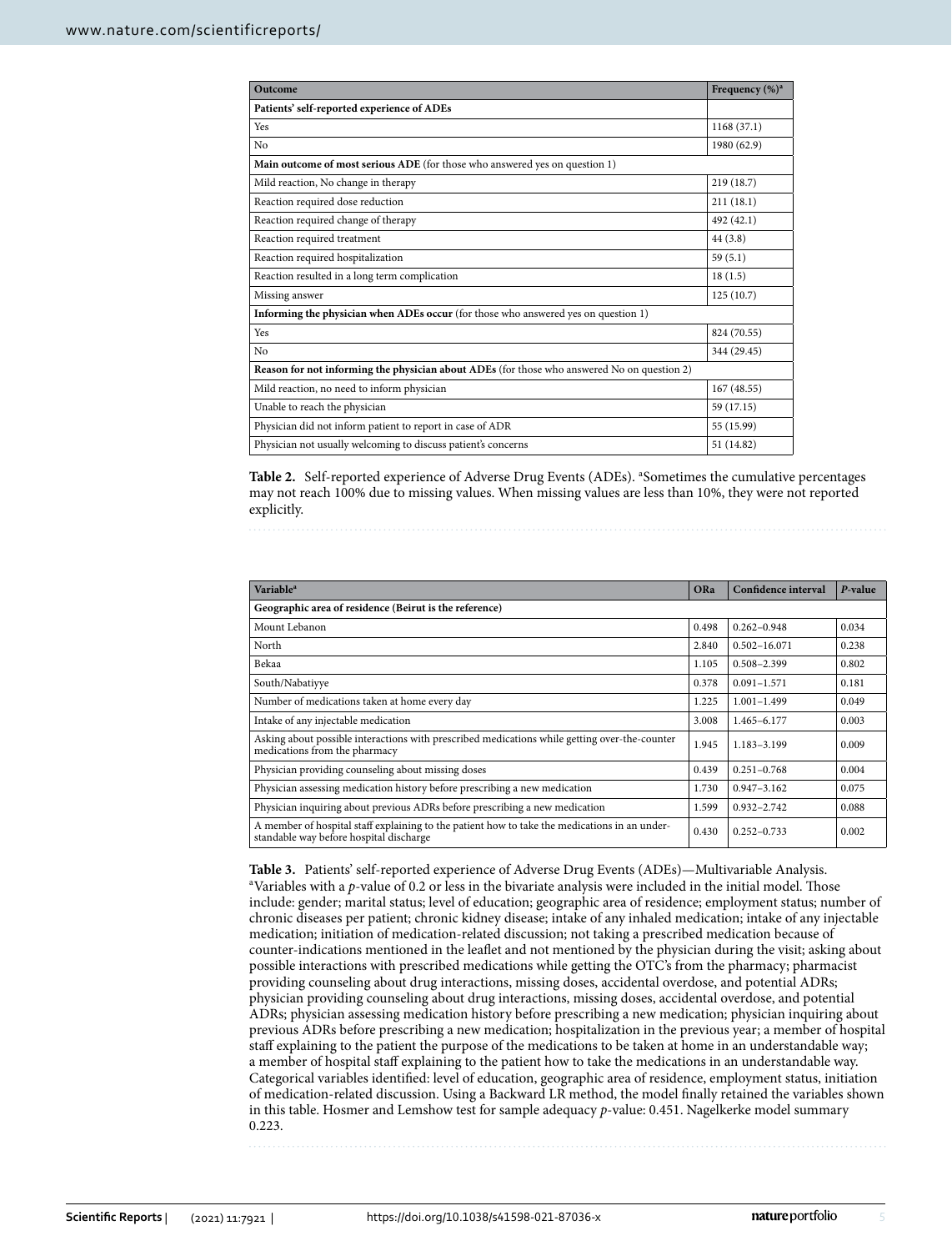| Outcome | Frequency (%)[a] |
|---|---|
| **Patients' self-reported experience of ADEs** | |
| Yes | 1168 (37.1) |
| No | 1980 (62.9) |
| **Main outcome of most serious ADE** (for those who answered yes on question 1) | |
| Mild reaction, No change in therapy | 219 (18.7) |
| Reaction required dose reduction | 211 (18.1) |
| Reaction required change of therapy | 492 (42.1) |
| Reaction required treatment | 44 (3.8) |
| Reaction required hospitalization | 59 (5.1) |
| Reaction resulted in a long term complication | 18 (1.5) |
| Missing answer | 125 (10.7) |
| **Informing the physician when ADEs occur** (for those who answered yes on question 1) | |
| Yes | 824 (70.55) |
| No | 344 (29.45) |
| **Reason for not informing the physician about ADEs** (for those who answered No on question 2) | |
| Mild reaction, no need to inform physician | 167 (48.55) |
| Unable to reach the physician | 59 (17.15) |
| Physician did not inform patient to report in case of ADR | 55 (15.99) |
| Physician not usually welcoming to discuss patient's concerns | 51 (14.82) |

**Table 2.** Self-reported experience of Adverse Drug Events (ADEs). [a]Sometimes the cumulative percentages may not reach 100% due to missing values. When missing values are less than 10%, they were not reported explicitly.

| Variable[a] | ORa | Confidence interval | *P*-value |
|---|---|---|---|
| **Geographic area of residence (Beirut is the reference)** | | | |
| Mount Lebanon | 0.498 | 0.262–0.948 | 0.034 |
| North | 2.840 | 0.502–16.071 | 0.238 |
| Bekaa | 1.105 | 0.508–2.399 | 0.802 |
| South/Nabatiyye | 0.378 | 0.091–1.571 | 0.181 |
| Number of medications taken at home every day | 1.225 | 1.001–1.499 | 0.049 |
| Intake of any injectable medication | 3.008 | 1.465–6.177 | 0.003 |
| Asking about possible interactions with prescribed medications while getting over-the-counter medications from the pharmacy | 1.945 | 1.183–3.199 | 0.009 |
| Physician providing counseling about missing doses | 0.439 | 0.251–0.768 | 0.004 |
| Physician assessing medication history before prescribing a new medication | 1.730 | 0.947–3.162 | 0.075 |
| Physician inquiring about previous ADRs before prescribing a new medication | 1.599 | 0.932–2.742 | 0.088 |
| A member of hospital staff explaining to the patient how to take the medications in an understandable way before hospital discharge | 0.430 | 0.252–0.733 | 0.002 |

**Table 3.** Patients' self-reported experience of Adverse Drug Events (ADEs)—Multivariable Analysis. [a]Variables with a *p*-value of 0.2 or less in the bivariate analysis were included in the initial model. Those include: gender; marital status; level of education; geographic area of residence; employment status; number of chronic diseases per patient; chronic kidney disease; intake of any inhaled medication; intake of any injectable medication; initiation of medication-related discussion; not taking a prescribed medication because of counter-indications mentioned in the leaflet and not mentioned by the physician during the visit; asking about possible interactions with prescribed medications while getting the OTC's from the pharmacy; pharmacist providing counseling about drug interactions, missing doses, accidental overdose, and potential ADRs; physician providing counseling about drug interactions, missing doses, accidental overdose, and potential ADRs; physician assessing medication history before prescribing a new medication; physician inquiring about previous ADRs before prescribing a new medication; hospitalization in the previous year; a member of hospital staff explaining to the patient the purpose of the medications to be taken at home in an understandable way; a member of hospital staff explaining to the patient how to take the medications in an understandable way. Categorical variables identified: level of education, geographic area of residence, employment status, initiation of medication-related discussion. Using a Backward LR method, the model finally retained the variables shown in this table. Hosmer and Lemshow test for sample adequacy *p*-value: 0.451. Nagelkerke model summary 0.223.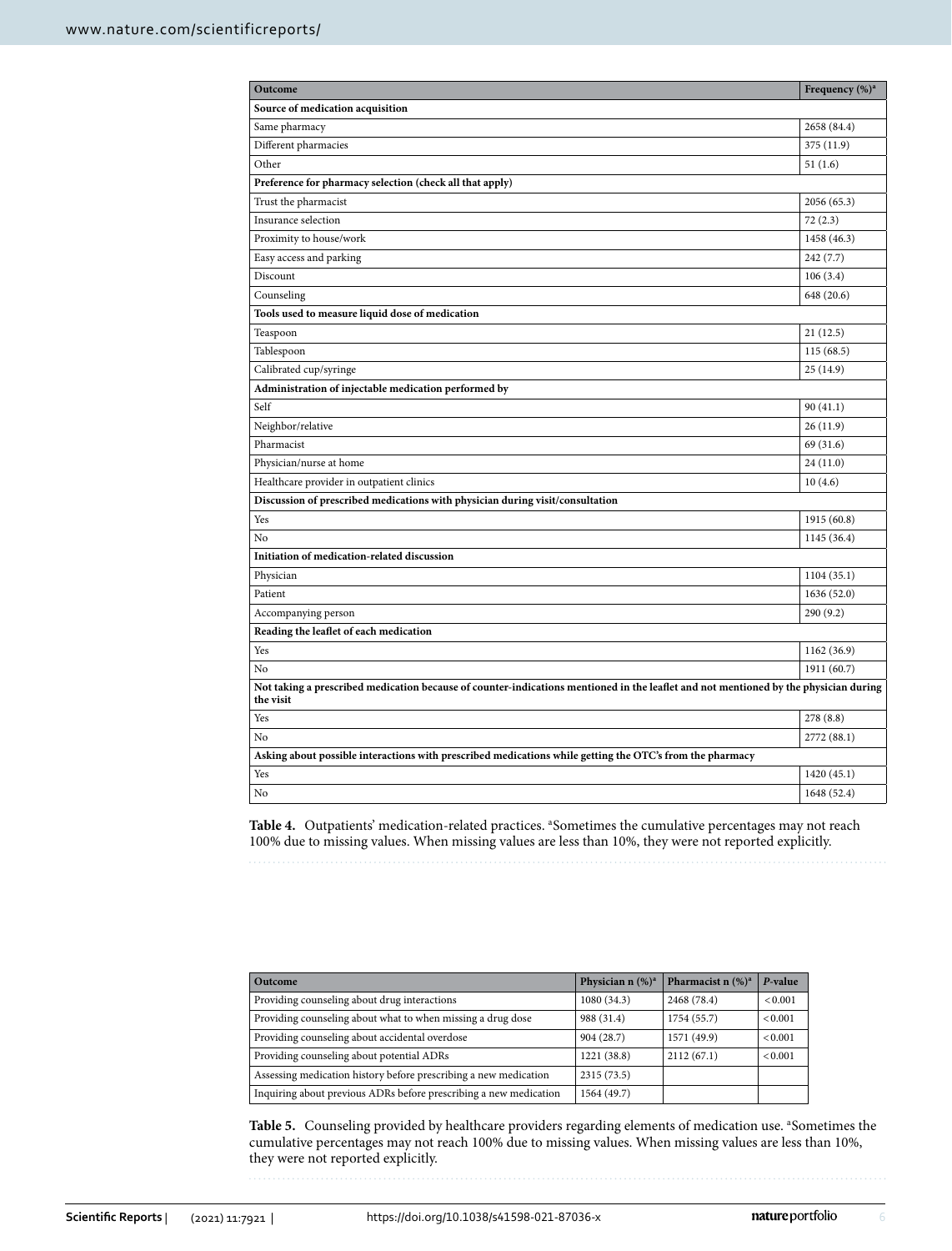| Outcome | Frequency (%)[a] |
|---|---|
| **Source of medication acquisition** | |
| Same pharmacy | 2658 (84.4) |
| Different pharmacies | 375 (11.9) |
| Other | 51 (1.6) |
| **Preference for pharmacy selection (check all that apply)** | |
| Trust the pharmacist | 2056 (65.3) |
| Insurance selection | 72 (2.3) |
| Proximity to house/work | 1458 (46.3) |
| Easy access and parking | 242 (7.7) |
| Discount | 106 (3.4) |
| Counseling | 648 (20.6) |
| **Tools used to measure liquid dose of medication** | |
| Teaspoon | 21 (12.5) |
| Tablespoon | 115 (68.5) |
| Calibrated cup/syringe | 25 (14.9) |
| **Administration of injectable medication performed by** | |
| Self | 90 (41.1) |
| Neighbor/relative | 26 (11.9) |
| Pharmacist | 69 (31.6) |
| Physician/nurse at home | 24 (11.0) |
| Healthcare provider in outpatient clinics | 10 (4.6) |
| **Discussion of prescribed medications with physician during visit/consultation** | |
| Yes | 1915 (60.8) |
| No | 1145 (36.4) |
| **Initiation of medication-related discussion** | |
| Physician | 1104 (35.1) |
| Patient | 1636 (52.0) |
| Accompanying person | 290 (9.2) |
| **Reading the leaflet of each medication** | |
| Yes | 1162 (36.9) |
| No | 1911 (60.7) |
| **Not taking a prescribed medication because of counter-indications mentioned in the leaflet and not mentioned by the physician during the visit** | |
| Yes | 278 (8.8) |
| No | 2772 (88.1) |
| **Asking about possible interactions with prescribed medications while getting the OTC's from the pharmacy** | |
| Yes | 1420 (45.1) |
| No | 1648 (52.4) |

**Table 4.** Outpatients' medication-related practices. [a]Sometimes the cumulative percentages may not reach 100% due to missing values. When missing values are less than 10%, they were not reported explicitly.

| Outcome | Physician n (%)[a] | Pharmacist n (%)[a] | *P*-value |
|---|---|---|---|
| Providing counseling about drug interactions | 1080 (34.3) | 2468 (78.4) | < 0.001 |
| Providing counseling about what to when missing a drug dose | 988 (31.4) | 1754 (55.7) | < 0.001 |
| Providing counseling about accidental overdose | 904 (28.7) | 1571 (49.9) | < 0.001 |
| Providing counseling about potential ADRs | 1221 (38.8) | 2112 (67.1) | < 0.001 |
| Assessing medication history before prescribing a new medication | 2315 (73.5) | | |
| Inquiring about previous ADRs before prescribing a new medication | 1564 (49.7) | | |

**Table 5.** Counseling provided by healthcare providers regarding elements of medication use. [a]Sometimes the cumulative percentages may not reach 100% due to missing values. When missing values are less than 10%, they were not reported explicitly.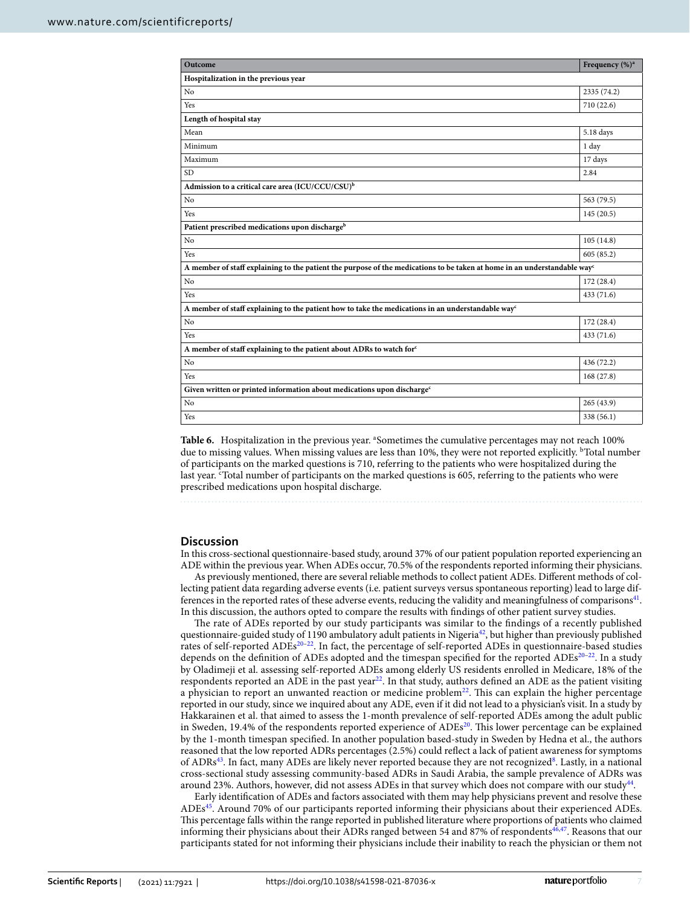| Outcome | Frequency (%)[a] |
|---|---|
| **Hospitalization in the previous year** | |
| No | 2335 (74.2) |
| Yes | 710 (22.6) |
| **Length of hospital stay** | |
| Mean | 5.18 days |
| Minimum | 1 day |
| Maximum | 17 days |
| SD | 2.84 |
| **Admission to a critical care area (ICU/CCU/CSU)[b]** | |
| No | 563 (79.5) |
| Yes | 145 (20.5) |
| **Patient prescribed medications upon discharge[b]** | |
| No | 105 (14.8) |
| Yes | 605 (85.2) |
| **A member of staff explaining to the patient the purpose of the medications to be taken at home in an understandable way[c]** | |
| No | 172 (28.4) |
| Yes | 433 (71.6) |
| **A member of staff explaining to the patient how to take the medications in an understandable way[c]** | |
| No | 172 (28.4) |
| Yes | 433 (71.6) |
| **A member of staff explaining to the patient about ADRs to watch for[c]** | |
| No | 436 (72.2) |
| Yes | 168 (27.8) |
| **Given written or printed information about medications upon discharge[c]** | |
| No | 265 (43.9) |
| Yes | 338 (56.1) |

**Table 6.** Hospitalization in the previous year. [a]Sometimes the cumulative percentages may not reach 100% due to missing values. When missing values are less than 10%, they were not reported explicitly. [b]Total number of participants on the marked questions is 710, referring to the patients who were hospitalized during the last year. [c]Total number of participants on the marked questions is 605, referring to the patients who were prescribed medications upon hospital discharge.

## Discussion

In this cross-sectional questionnaire-based study, around 37% of our patient population reported experiencing an ADE within the previous year. When ADEs occur, 70.5% of the respondents reported informing their physicians.

As previously mentioned, there are several reliable methods to collect patient ADEs. Different methods of collecting patient data regarding adverse events (i.e. patient surveys versus spontaneous reporting) lead to large differences in the reported rates of these adverse events, reducing the validity and meaningfulness of comparisons[41]. In this discussion, the authors opted to compare the results with findings of other patient survey studies.

The rate of ADEs reported by our study participants was similar to the findings of a recently published questionnaire-guided study of 1190 ambulatory adult patients in Nigeria[42], but higher than previously published rates of self-reported ADEs[20–22]. In fact, the percentage of self-reported ADEs in questionnaire-based studies depends on the definition of ADEs adopted and the timespan specified for the reported ADEs[20–22]. In a study by Oladimeji et al. assessing self-reported ADEs among elderly US residents enrolled in Medicare, 18% of the respondents reported an ADE in the past year[22]. In that study, authors defined an ADE as the patient visiting a physician to report an unwanted reaction or medicine problem[22]. This can explain the higher percentage reported in our study, since we inquired about any ADE, even if it did not lead to a physician's visit. In a study by Hakkarainen et al. that aimed to assess the 1-month prevalence of self-reported ADEs among the adult public in Sweden, 19.4% of the respondents reported experience of ADEs[20]. This lower percentage can be explained by the 1-month timespan specified. In another population based-study in Sweden by Hedna et al., the authors reasoned that the low reported ADRs percentages (2.5%) could reflect a lack of patient awareness for symptoms of ADRs[43]. In fact, many ADEs are likely never reported because they are not recognized[8]. Lastly, in a national cross-sectional study assessing community-based ADRs in Saudi Arabia, the sample prevalence of ADRs was around 23%. Authors, however, did not assess ADEs in that survey which does not compare with our study[44].

Early identification of ADEs and factors associated with them may help physicians prevent and resolve these ADEs[45]. Around 70% of our participants reported informing their physicians about their experienced ADEs. This percentage falls within the range reported in published literature where proportions of patients who claimed informing their physicians about their ADRs ranged between 54 and 87% of respondents[46,47]. Reasons that our participants stated for not informing their physicians include their inability to reach the physician or them not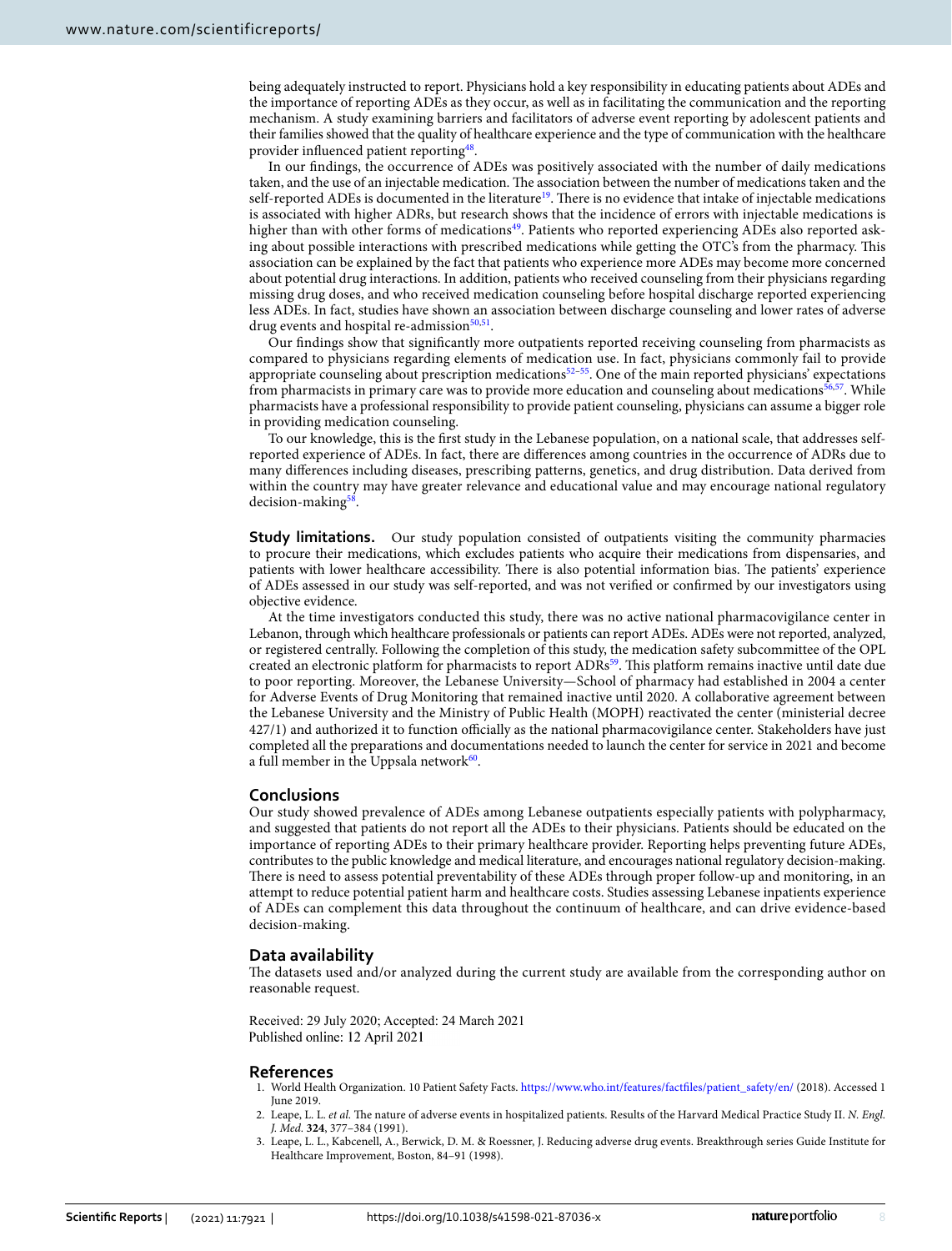being adequately instructed to report. Physicians hold a key responsibility in educating patients about ADEs and the importance of reporting ADEs as they occur, as well as in facilitating the communication and the reporting mechanism. A study examining barriers and facilitators of adverse event reporting by adolescent patients and their families showed that the quality of healthcare experience and the type of communication with the healthcare provider influenced patient reporting[48].

In our findings, the occurrence of ADEs was positively associated with the number of daily medications taken, and the use of an injectable medication. The association between the number of medications taken and the self-reported ADEs is documented in the literature[19]. There is no evidence that intake of injectable medications is associated with higher ADRs, but research shows that the incidence of errors with injectable medications is higher than with other forms of medications[49]. Patients who reported experiencing ADEs also reported asking about possible interactions with prescribed medications while getting the OTC's from the pharmacy. This association can be explained by the fact that patients who experience more ADEs may become more concerned about potential drug interactions. In addition, patients who received counseling from their physicians regarding missing drug doses, and who received medication counseling before hospital discharge reported experiencing less ADEs. In fact, studies have shown an association between discharge counseling and lower rates of adverse drug events and hospital re-admission[50,51].

Our findings show that significantly more outpatients reported receiving counseling from pharmacists as compared to physicians regarding elements of medication use. In fact, physicians commonly fail to provide appropriate counseling about prescription medications[52–55]. One of the main reported physicians' expectations from pharmacists in primary care was to provide more education and counseling about medications[56,57]. While pharmacists have a professional responsibility to provide patient counseling, physicians can assume a bigger role in providing medication counseling.

To our knowledge, this is the first study in the Lebanese population, on a national scale, that addresses self-reported experience of ADEs. In fact, there are differences among countries in the occurrence of ADRs due to many differences including diseases, prescribing patterns, genetics, and drug distribution. Data derived from within the country may have greater relevance and educational value and may encourage national regulatory decision-making[58].

**Study limitations.** Our study population consisted of outpatients visiting the community pharmacies to procure their medications, which excludes patients who acquire their medications from dispensaries, and patients with lower healthcare accessibility. There is also potential information bias. The patients' experience of ADEs assessed in our study was self-reported, and was not verified or confirmed by our investigators using objective evidence.

At the time investigators conducted this study, there was no active national pharmacovigilance center in Lebanon, through which healthcare professionals or patients can report ADEs. ADEs were not reported, analyzed, or registered centrally. Following the completion of this study, the medication safety subcommittee of the OPL created an electronic platform for pharmacists to report ADRs[59]. This platform remains inactive until date due to poor reporting. Moreover, the Lebanese University—School of pharmacy had established in 2004 a center for Adverse Events of Drug Monitoring that remained inactive until 2020. A collaborative agreement between the Lebanese University and the Ministry of Public Health (MOPH) reactivated the center (ministerial decree 427/1) and authorized it to function officially as the national pharmacovigilance center. Stakeholders have just completed all the preparations and documentations needed to launch the center for service in 2021 and become a full member in the Uppsala network[60].

## Conclusions

Our study showed prevalence of ADEs among Lebanese outpatients especially patients with polypharmacy, and suggested that patients do not report all the ADEs to their physicians. Patients should be educated on the importance of reporting ADEs to their primary healthcare provider. Reporting helps preventing future ADEs, contributes to the public knowledge and medical literature, and encourages national regulatory decision-making. There is need to assess potential preventability of these ADEs through proper follow-up and monitoring, in an attempt to reduce potential patient harm and healthcare costs. Studies assessing Lebanese inpatients experience of ADEs can complement this data throughout the continuum of healthcare, and can drive evidence-based decision-making.

## Data availability

The datasets used and/or analyzed during the current study are available from the corresponding author on reasonable request.

Received: 29 July 2020; Accepted: 24 March 2021
Published online: 12 April 2021

## References

1. World Health Organization. 10 Patient Safety Facts. https://www.who.int/features/factfiles/patient_safety/en/ (2018). Accessed 1 June 2019.
2. Leape, L. L. *et al.* The nature of adverse events in hospitalized patients. Results of the Harvard Medical Practice Study II. *N. Engl. J. Med.* **324**, 377–384 (1991).
3. Leape, L. L., Kabcenell, A., Berwick, D. M. & Roessner, J. Reducing adverse drug events. Breakthrough series Guide Institute for Healthcare Improvement, Boston, 84–91 (1998).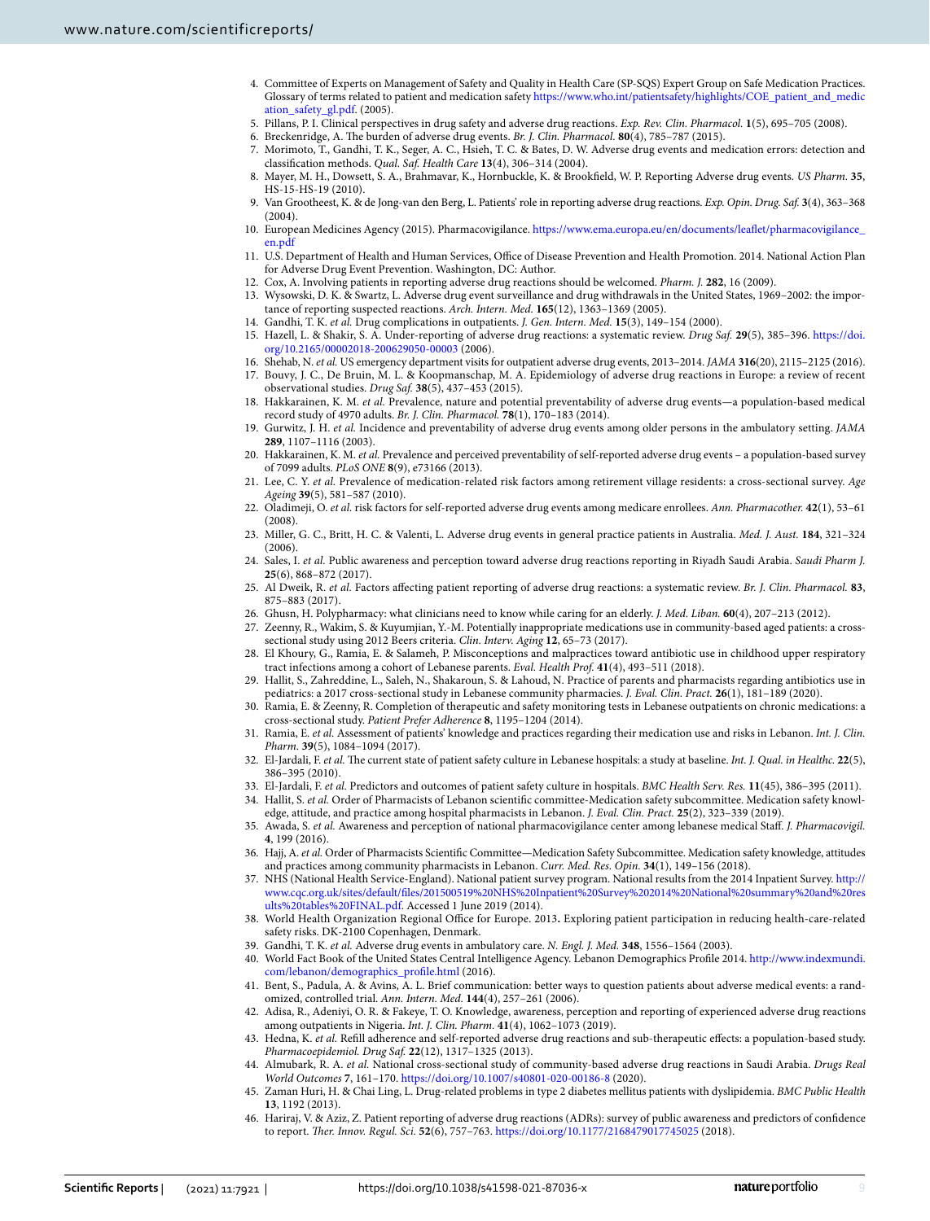4. Committee of Experts on Management of Safety and Quality in Health Care (SP-SQS) Expert Group on Safe Medication Practices. Glossary of terms related to patient and medication safety https://www.who.int/patientsafety/highlights/COE_patient_and_medication_safety_gl.pdf. (2005).
5. Pillans, P. I. Clinical perspectives in drug safety and adverse drug reactions. *Exp. Rev. Clin. Pharmacol.* **1**(5), 695–705 (2008).
6. Breckenridge, A. The burden of adverse drug events. *Br. J. Clin. Pharmacol.* **80**(4), 785–787 (2015).
7. Morimoto, T., Gandhi, T. K., Seger, A. C., Hsieh, T. C. & Bates, D. W. Adverse drug events and medication errors: detection and classification methods. *Qual. Saf. Health Care* **13**(4), 306–314 (2004).
8. Mayer, M. H., Dowsett, S. A., Brahmavar, K., Hornbuckle, K. & Brookfield, W. P. Reporting Adverse drug events. *US Pharm.* **35**, HS-15-HS-19 (2010).
9. Van Grootheest, K. & de Jong-van den Berg, L. Patients' role in reporting adverse drug reactions. *Exp. Opin. Drug. Saf.* **3**(4), 363–368 (2004).
10. European Medicines Agency (2015). Pharmacovigilance. https://www.ema.europa.eu/en/documents/leaflet/pharmacovigilance_en.pdf
11. U.S. Department of Health and Human Services, Office of Disease Prevention and Health Promotion. 2014. National Action Plan for Adverse Drug Event Prevention. Washington, DC: Author.
12. Cox, A. Involving patients in reporting adverse drug reactions should be welcomed. *Pharm. J.* **282**, 16 (2009).
13. Wysowski, D. K. & Swartz, L. Adverse drug event surveillance and drug withdrawals in the United States, 1969–2002: the importance of reporting suspected reactions. *Arch. Intern. Med.* **165**(12), 1363–1369 (2005).
14. Gandhi, T. K. *et al.* Drug complications in outpatients. *J. Gen. Intern. Med.* **15**(3), 149–154 (2000).
15. Hazell, L. & Shakir, S. A. Under-reporting of adverse drug reactions: a systematic review. *Drug Saf.* **29**(5), 385–396. https://doi.org/10.2165/00002018-200629050-00003 (2006).
16. Shehab, N. *et al.* US emergency department visits for outpatient adverse drug events, 2013–2014. *JAMA* **316**(20), 2115–2125 (2016).
17. Bouvy, J. C., De Bruin, M. L. & Koopmanschap, M. A. Epidemiology of adverse drug reactions in Europe: a review of recent observational studies. *Drug Saf.* **38**(5), 437–453 (2015).
18. Hakkarainen, K. M. *et al.* Prevalence, nature and potential preventability of adverse drug events—a population-based medical record study of 4970 adults. *Br. J. Clin. Pharmacol.* **78**(1), 170–183 (2014).
19. Gurwitz, J. H. *et al.* Incidence and preventability of adverse drug events among older persons in the ambulatory setting. *JAMA* **289**, 1107–1116 (2003).
20. Hakkarainen, K. M. *et al.* Prevalence and perceived preventability of self-reported adverse drug events – a population-based survey of 7099 adults. *PLoS ONE* **8**(9), e73166 (2013).
21. Lee, C. Y. *et al.* Prevalence of medication-related risk factors among retirement village residents: a cross-sectional survey. *Age Ageing* **39**(5), 581–587 (2010).
22. Oladimeji, O. *et al.* risk factors for self-reported adverse drug events among medicare enrollees. *Ann. Pharmacother.* **42**(1), 53–61 (2008).
23. Miller, G. C., Britt, H. C. & Valenti, L. Adverse drug events in general practice patients in Australia. *Med. J. Aust.* **184**, 321–324 (2006).
24. Sales, I. *et al.* Public awareness and perception toward adverse drug reactions reporting in Riyadh Saudi Arabia. *Saudi Pharm J.* **25**(6), 868–872 (2017).
25. Al Dweik, R. *et al.* Factors affecting patient reporting of adverse drug reactions: a systematic review. *Br. J. Clin. Pharmacol.* **83**, 875–883 (2017).
26. Ghusn, H. Polypharmacy: what clinicians need to know while caring for an elderly. *J. Med. Liban.* **60**(4), 207–213 (2012).
27. Zeenny, R., Wakim, S. & Kuyumjian, Y.-M. Potentially inappropriate medications use in community-based aged patients: a cross-sectional study using 2012 Beers criteria. *Clin. Interv. Aging* **12**, 65–73 (2017).
28. El Khoury, G., Ramia, E. & Salameh, P. Misconceptions and malpractices toward antibiotic use in childhood upper respiratory tract infections among a cohort of Lebanese parents. *Eval. Health Prof.* **41**(4), 493–511 (2018).
29. Hallit, S., Zahreddine, L., Saleh, N., Shakaroun, S. & Lahoud, N. Practice of parents and pharmacists regarding antibiotics use in pediatrics: a 2017 cross-sectional study in Lebanese community pharmacies. *J. Eval. Clin. Pract.* **26**(1), 181–189 (2020).
30. Ramia, E. & Zeenny, R. Completion of therapeutic and safety monitoring tests in Lebanese outpatients on chronic medications: a cross-sectional study. *Patient Prefer Adherence* **8**, 1195–1204 (2014).
31. Ramia, E. *et al.* Assessment of patients' knowledge and practices regarding their medication use and risks in Lebanon. *Int. J. Clin. Pharm.* **39**(5), 1084–1094 (2017).
32. El-Jardali, F. *et al.* The current state of patient safety culture in Lebanese hospitals: a study at baseline. *Int. J. Qual. in Healthc.* **22**(5), 386–395 (2010).
33. El-Jardali, F. *et al.* Predictors and outcomes of patient safety culture in hospitals. *BMC Health Serv. Res.* **11**(45), 386–395 (2011).
34. Hallit, S. *et al.* Order of Pharmacists of Lebanon scientific committee-Medication safety subcommittee. Medication safety knowledge, attitude, and practice among hospital pharmacists in Lebanon. *J. Eval. Clin. Pract.* **25**(2), 323–339 (2019).
35. Awada, S. *et al.* Awareness and perception of national pharmacovigilance center among lebanese medical Staff. *J. Pharmacovigil.* **4**, 199 (2016).
36. Hajj, A. *et al.* Order of Pharmacists Scientific Committee—Medication Safety Subcommittee. Medication safety knowledge, attitudes and practices among community pharmacists in Lebanon. *Curr. Med. Res. Opin.* **34**(1), 149–156 (2018).
37. NHS (National Health Service-England). National patient survey program. National results from the 2014 Inpatient Survey. http://www.cqc.org.uk/sites/default/files/20150519%20NHS%20Inpatient%20Survey%202014%20National%20summary%20and%20results%20tables%20FINAL.pdf. Accessed 1 June 2019 (2014).
38. World Health Organization Regional Office for Europe. 2013**.** Exploring patient participation in reducing health-care-related safety risks. DK-2100 Copenhagen, Denmark.
39. Gandhi, T. K. *et al.* Adverse drug events in ambulatory care. *N. Engl. J. Med.* **348**, 1556–1564 (2003).
40. World Fact Book of the United States Central Intelligence Agency. Lebanon Demographics Profile 2014. http://www.indexmundi.com/lebanon/demographics_profile.html (2016).
41. Bent, S., Padula, A. & Avins, A. L. Brief communication: better ways to question patients about adverse medical events: a randomized, controlled trial. *Ann. Intern. Med.* **144**(4), 257–261 (2006).
42. Adisa, R., Adeniyi, O. R. & Fakeye, T. O. Knowledge, awareness, perception and reporting of experienced adverse drug reactions among outpatients in Nigeria. *Int. J. Clin. Pharm.* **41**(4), 1062–1073 (2019).
43. Hedna, K. *et al.* Refill adherence and self-reported adverse drug reactions and sub-therapeutic effects: a population-based study. *Pharmacoepidemiol. Drug Saf.* **22**(12), 1317–1325 (2013).
44. Almubark, R. A. *et al.* National cross-sectional study of community-based adverse drug reactions in Saudi Arabia. *Drugs Real World Outcomes* **7**, 161–170. https://doi.org/10.1007/s40801-020-00186-8 (2020).
45. Zaman Huri, H. & Chai Ling, L. Drug-related problems in type 2 diabetes mellitus patients with dyslipidemia. *BMC Public Health* **13**, 1192 (2013).
46. Hariraj, V. & Aziz, Z. Patient reporting of adverse drug reactions (ADRs): survey of public awareness and predictors of confidence to report. *Ther. Innov. Regul. Sci.* **52**(6), 757–763. https://doi.org/10.1177/2168479017745025 (2018).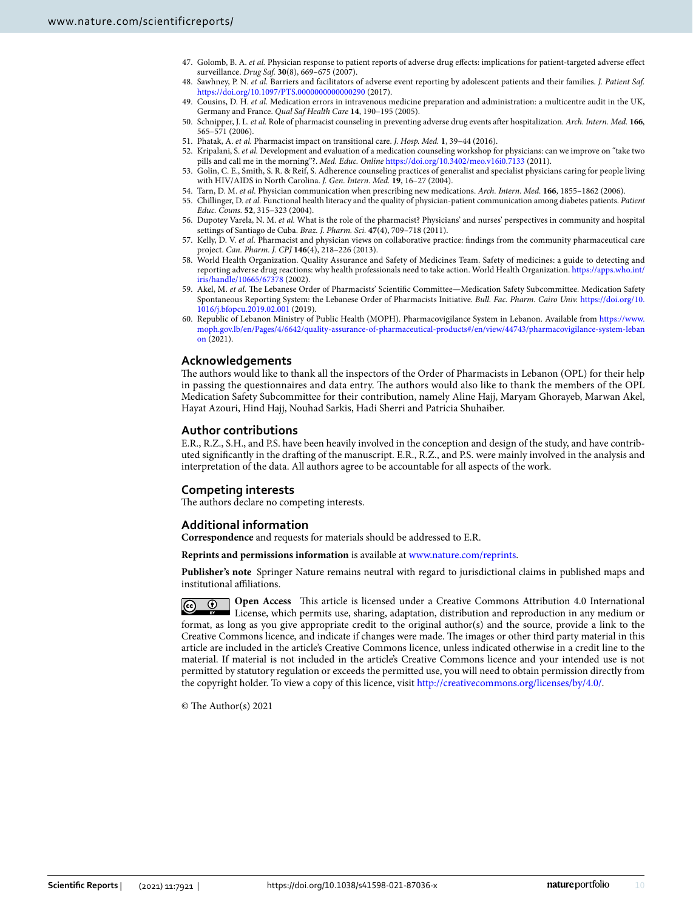47. Golomb, B. A. *et al.* Physician response to patient reports of adverse drug effects: implications for patient-targeted adverse effect surveillance. *Drug Saf.* **30**(8), 669–675 (2007).
48. Sawhney, P. N. *et al.* Barriers and facilitators of adverse event reporting by adolescent patients and their families. *J. Patient Saf.* https://doi.org/10.1097/PTS.0000000000000290 (2017).
49. Cousins, D. H. *et al.* Medication errors in intravenous medicine preparation and administration: a multicentre audit in the UK, Germany and France. *Qual Saf Health Care* **14**, 190–195 (2005).
50. Schnipper, J. L. *et al.* Role of pharmacist counseling in preventing adverse drug events after hospitalization. *Arch. Intern. Med.* **166**, 565–571 (2006).
51. Phatak, A. *et al.* Pharmacist impact on transitional care. *J. Hosp. Med.* **1**, 39–44 (2016).
52. Kripalani, S. *et al.* Development and evaluation of a medication counseling workshop for physicians: can we improve on "take two pills and call me in the morning"?. *Med. Educ. Online* https://doi.org/10.3402/meo.v16i0.7133 (2011).
53. Golin, C. E., Smith, S. R. & Reif, S. Adherence counseling practices of generalist and specialist physicians caring for people living with HIV/AIDS in North Carolina. *J. Gen. Intern. Med.* **19**, 16–27 (2004).
54. Tarn, D. M. *et al.* Physician communication when prescribing new medications. *Arch. Intern. Med.* **166**, 1855–1862 (2006).
55. Chillinger, D. *et al.* Functional health literacy and the quality of physician-patient communication among diabetes patients. *Patient Educ. Couns.* **52**, 315–323 (2004).
56. Dupotey Varela, N. M. *et al.* What is the role of the pharmacist? Physicians' and nurses' perspectives in community and hospital settings of Santiago de Cuba. *Braz. J. Pharm. Sci.* **47**(4), 709–718 (2011).
57. Kelly, D. V. *et al.* Pharmacist and physician views on collaborative practice: findings from the community pharmaceutical care project. *Can. Pharm. J. CPJ* **146**(4), 218–226 (2013).
58. World Health Organization. Quality Assurance and Safety of Medicines Team. Safety of medicines: a guide to detecting and reporting adverse drug reactions: why health professionals need to take action. World Health Organization. https://apps.who.int/iris/handle/10665/67378 (2002).
59. Akel, M. *et al.* The Lebanese Order of Pharmacists' Scientific Committee—Medication Safety Subcommittee. Medication Safety Spontaneous Reporting System: the Lebanese Order of Pharmacists Initiative. *Bull. Fac. Pharm. Cairo Univ.* https://doi.org/10.1016/j.bfopcu.2019.02.001 (2019).
60. Republic of Lebanon Ministry of Public Health (MOPH). Pharmacovigilance System in Lebanon. Available from https://www.moph.gov.lb/en/Pages/4/6642/quality-assurance-of-pharmaceutical-products#/en/view/44743/pharmacovigilance-system-lebanon (2021).

## Acknowledgements

The authors would like to thank all the inspectors of the Order of Pharmacists in Lebanon (OPL) for their help in passing the questionnaires and data entry. The authors would also like to thank the members of the OPL Medication Safety Subcommittee for their contribution, namely Aline Hajj, Maryam Ghorayeb, Marwan Akel, Hayat Azouri, Hind Hajj, Nouhad Sarkis, Hadi Sherri and Patricia Shuhaiber.

## Author contributions

E.R., R.Z., S.H., and P.S. have been heavily involved in the conception and design of the study, and have contributed significantly in the drafting of the manuscript. E.R., R.Z., and P.S. were mainly involved in the analysis and interpretation of the data. All authors agree to be accountable for all aspects of the work.

## Competing interests

The authors declare no competing interests.

## Additional information

**Correspondence** and requests for materials should be addressed to E.R.

**Reprints and permissions information** is available at www.nature.com/reprints.

**Publisher's note** Springer Nature remains neutral with regard to jurisdictional claims in published maps and institutional affiliations.

**Open Access** This article is licensed under a Creative Commons Attribution 4.0 International License, which permits use, sharing, adaptation, distribution and reproduction in any medium or format, as long as you give appropriate credit to the original author(s) and the source, provide a link to the Creative Commons licence, and indicate if changes were made. The images or other third party material in this article are included in the article's Creative Commons licence, unless indicated otherwise in a credit line to the material. If material is not included in the article's Creative Commons licence and your intended use is not permitted by statutory regulation or exceeds the permitted use, you will need to obtain permission directly from the copyright holder. To view a copy of this licence, visit http://creativecommons.org/licenses/by/4.0/.

© The Author(s) 2021